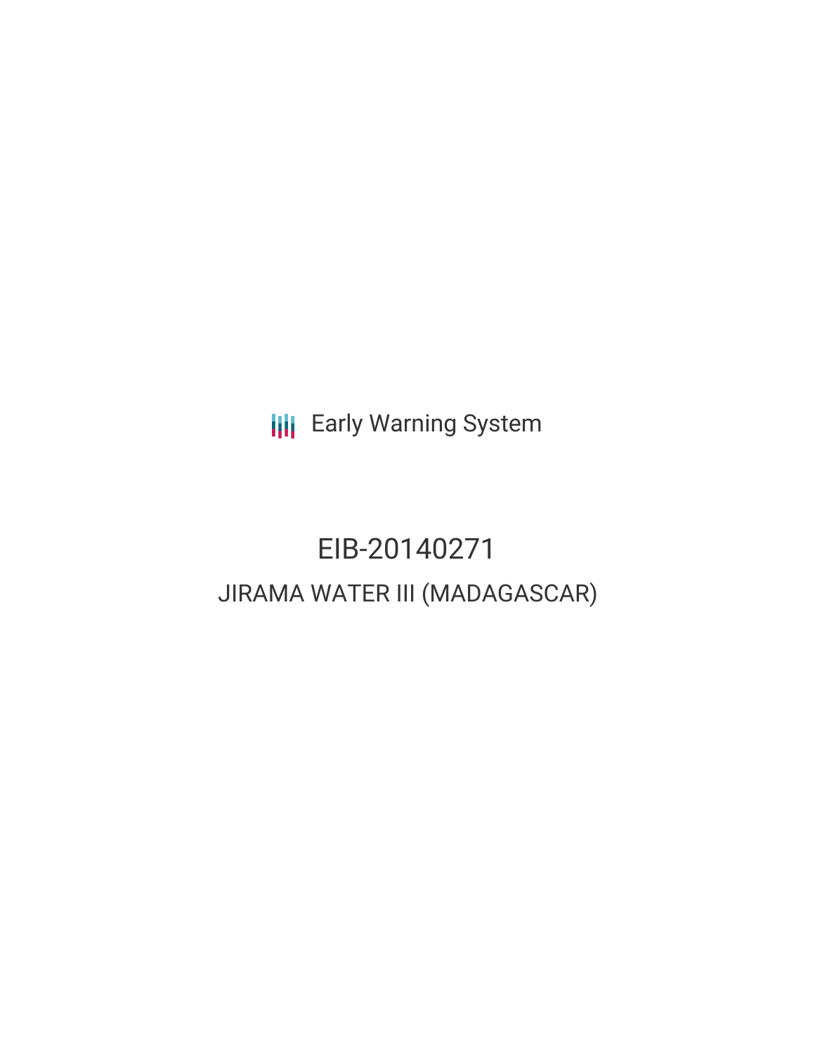Early Warning System

# EIB-20140271

## JIRAMA WATER III (MADAGASCAR)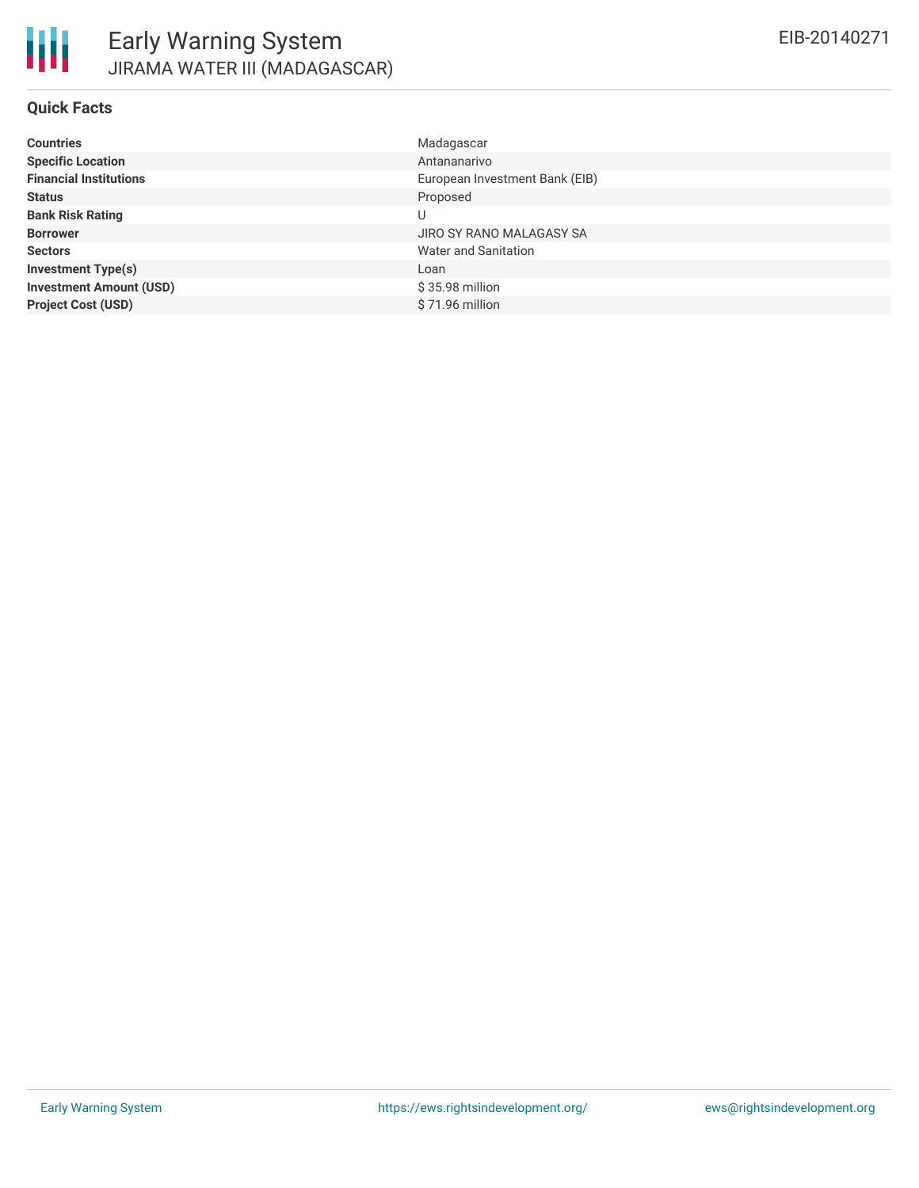# Early Warning System

## JIRAMA WATER III (MADAGASCAR)

EIB-20140271

### Quick Facts

| | |
|---|---|
| **Countries** | Madagascar |
| **Specific Location** | Antananarivo |
| **Financial Institutions** | European Investment Bank (EIB) |
| **Status** | Proposed |
| **Bank Risk Rating** | U |
| **Borrower** | JIRO SY RANO MALAGASY SA |
| **Sectors** | Water and Sanitation |
| **Investment Type(s)** | Loan |
| **Investment Amount (USD)** | $ 35.98 million |
| **Project Cost (USD)** | $ 71.96 million |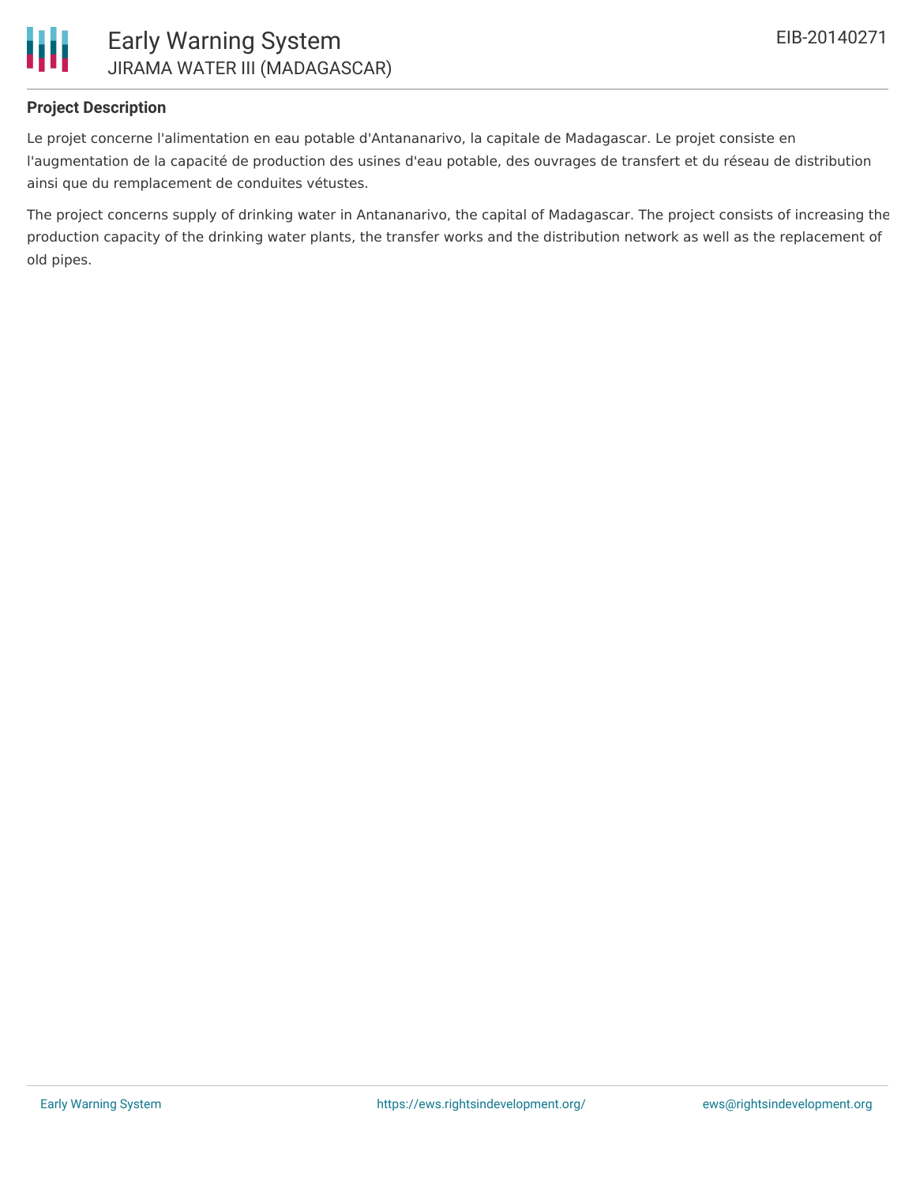## Project Description

Le projet concerne l'alimentation en eau potable d'Antananarivo, la capitale de Madagascar. Le projet consiste en l'augmentation de la capacité de production des usines d'eau potable, des ouvrages de transfert et du réseau de distribution ainsi que du remplacement de conduites vétustes.

The project concerns supply of drinking water in Antananarivo, the capital of Madagascar. The project consists of increasing the production capacity of the drinking water plants, the transfer works and the distribution network as well as the replacement of old pipes.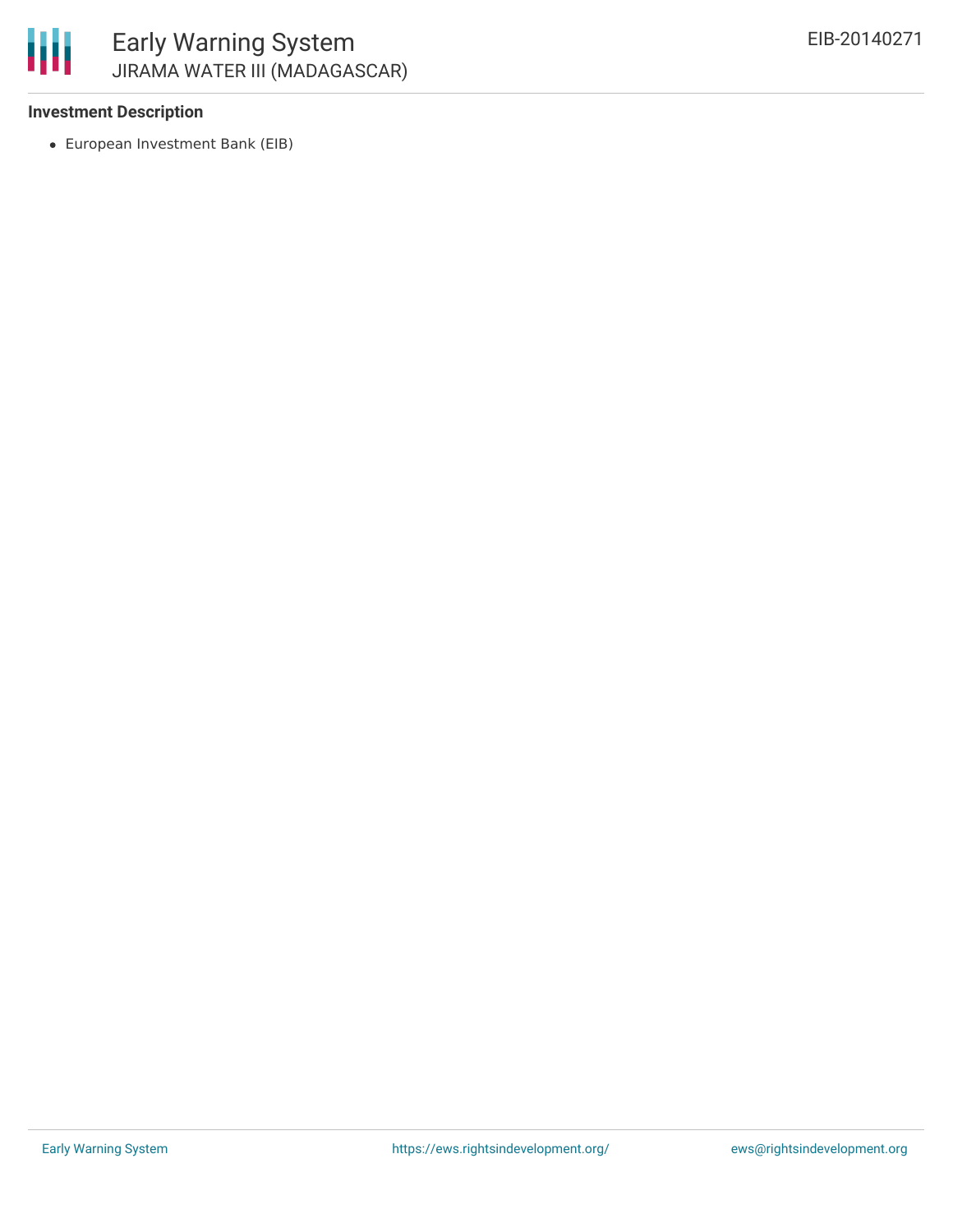### Investment Description

- European Investment Bank (EIB)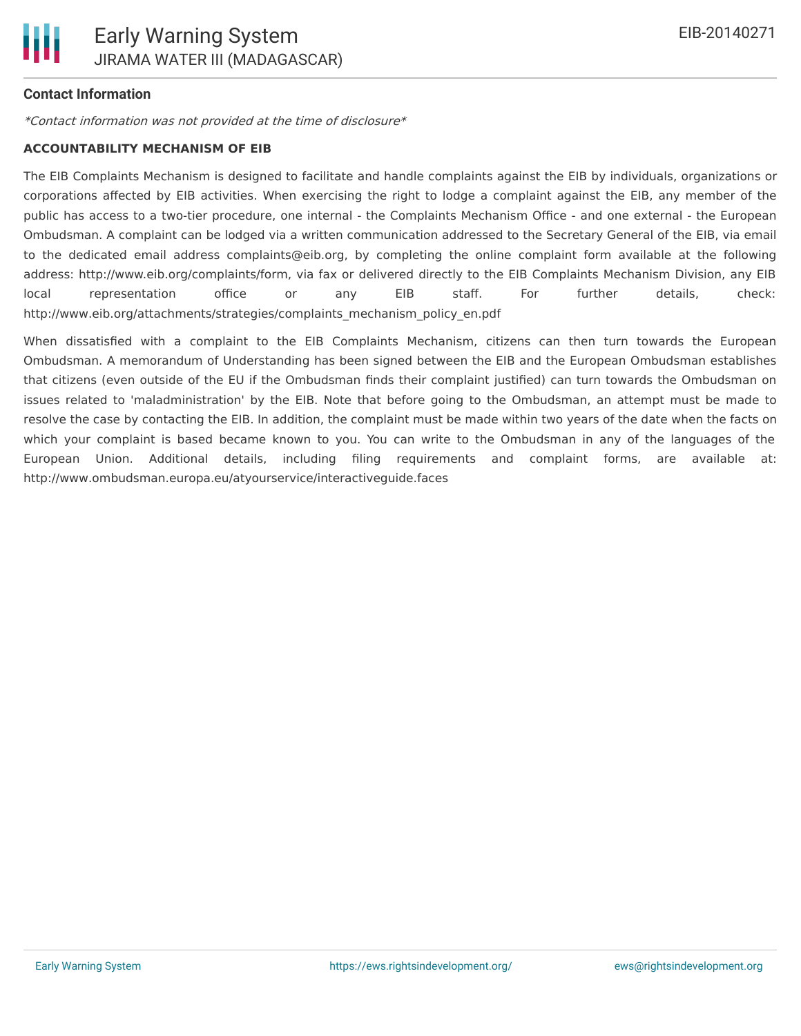#### Contact Information

*\*Contact information was not provided at the time of disclosure\**

**ACCOUNTABILITY MECHANISM OF EIB**

The EIB Complaints Mechanism is designed to facilitate and handle complaints against the EIB by individuals, organizations or corporations affected by EIB activities. When exercising the right to lodge a complaint against the EIB, any member of the public has access to a two-tier procedure, one internal - the Complaints Mechanism Office - and one external - the European Ombudsman. A complaint can be lodged via a written communication addressed to the Secretary General of the EIB, via email to the dedicated email address complaints@eib.org, by completing the online complaint form available at the following address: http://www.eib.org/complaints/form, via fax or delivered directly to the EIB Complaints Mechanism Division, any EIB local representation office or any EIB staff. For further details, check: http://www.eib.org/attachments/strategies/complaints_mechanism_policy_en.pdf

When dissatisfied with a complaint to the EIB Complaints Mechanism, citizens can then turn towards the European Ombudsman. A memorandum of Understanding has been signed between the EIB and the European Ombudsman establishes that citizens (even outside of the EU if the Ombudsman finds their complaint justified) can turn towards the Ombudsman on issues related to 'maladministration' by the EIB. Note that before going to the Ombudsman, an attempt must be made to resolve the case by contacting the EIB. In addition, the complaint must be made within two years of the date when the facts on which your complaint is based became known to you. You can write to the Ombudsman in any of the languages of the European Union. Additional details, including filing requirements and complaint forms, are available at: http://www.ombudsman.europa.eu/atyourservice/interactiveguide.faces